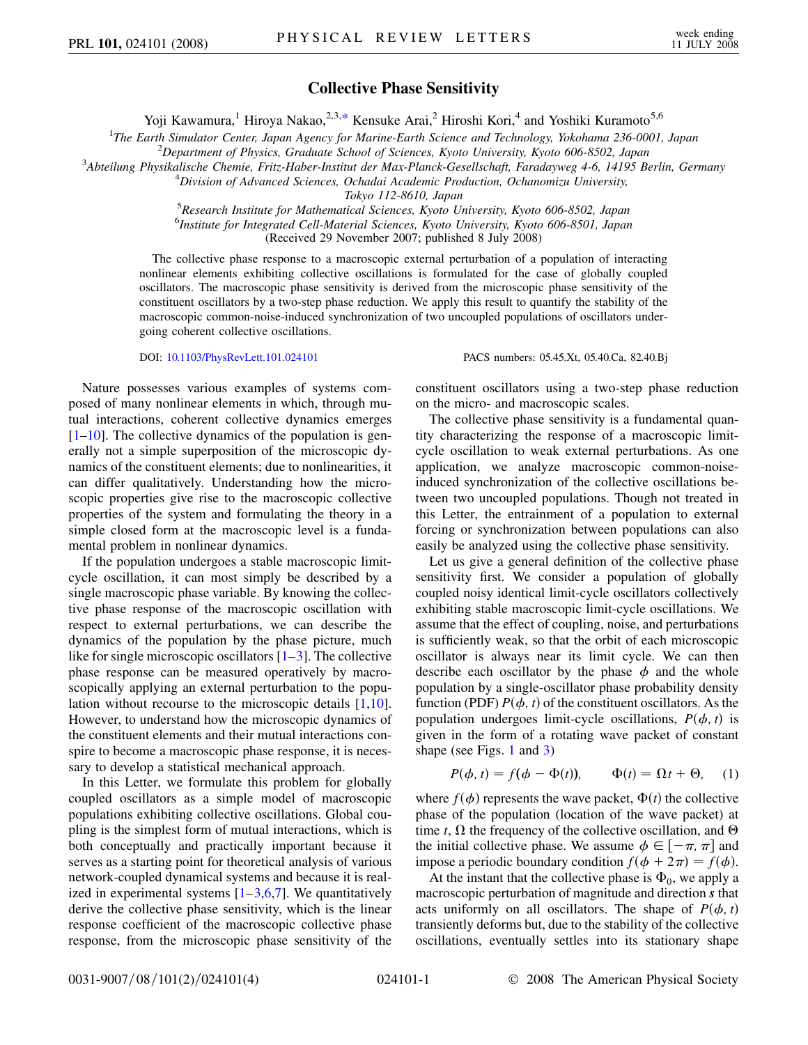# Collective Phase Sensitivity

Yoji Kawamura,[1] Hiroya Nakao,[2,3,*] Kensuke Arai,[2] Hiroshi Kori,[4] and Yoshiki Kuramoto[5,6]

[1]The Earth Simulator Center, Japan Agency for Marine-Earth Science and Technology, Yokohama 236-0001, Japan

[2]Department of Physics, Graduate School of Sciences, Kyoto University, Kyoto 606-8502, Japan

[3]Abteilung Physikalische Chemie, Fritz-Haber-Institut der Max-Planck-Gesellschaft, Faradayweg 4-6, 14195 Berlin, Germany

[4]Division of Advanced Sciences, Ochadai Academic Production, Ochanomizu University, Tokyo 112-8610, Japan

[5]Research Institute for Mathematical Sciences, Kyoto University, Kyoto 606-8502, Japan

[6]Institute for Integrated Cell-Material Sciences, Kyoto University, Kyoto 606-8501, Japan

(Received 29 November 2007; published 8 July 2008)

The collective phase response to a macroscopic external perturbation of a population of interacting nonlinear elements exhibiting collective oscillations is formulated for the case of globally coupled oscillators. The macroscopic phase sensitivity is derived from the microscopic phase sensitivity of the constituent oscillators by a two-step phase reduction. We apply this result to quantify the stability of the macroscopic common-noise-induced synchronization of two uncoupled populations of oscillators undergoing coherent collective oscillations.

DOI: 10.1103/PhysRevLett.101.024101 PACS numbers: 05.45.Xt, 05.40.Ca, 82.40.Bj

Nature possesses various examples of systems composed of many nonlinear elements in which, through mutual interactions, coherent collective dynamics emerges [1–10]. The collective dynamics of the population is generally not a simple superposition of the microscopic dynamics of the constituent elements; due to nonlinearities, it can differ qualitatively. Understanding how the microscopic properties give rise to the macroscopic collective properties of the system and formulating the theory in a simple closed form at the macroscopic level is a fundamental problem in nonlinear dynamics.

If the population undergoes a stable macroscopic limit-cycle oscillation, it can most simply be described by a single macroscopic phase variable. By knowing the collective phase response of the macroscopic oscillation with respect to external perturbations, we can describe the dynamics of the population by the phase picture, much like for single microscopic oscillators [1–3]. The collective phase response can be measured operatively by macroscopically applying an external perturbation to the population without recourse to the microscopic details [1,10]. However, to understand how the microscopic dynamics of the constituent elements and their mutual interactions conspire to become a macroscopic phase response, it is necessary to develop a statistical mechanical approach.

In this Letter, we formulate this problem for globally coupled oscillators as a simple model of macroscopic populations exhibiting collective oscillations. Global coupling is the simplest form of mutual interactions, which is both conceptually and practically important because it serves as a starting point for theoretical analysis of various network-coupled dynamical systems and because it is realized in experimental systems [1–3,6,7]. We quantitatively derive the collective phase sensitivity, which is the linear response coefficient of the macroscopic collective phase response, from the microscopic phase sensitivity of the constituent oscillators using a two-step phase reduction on the micro- and macroscopic scales.

The collective phase sensitivity is a fundamental quantity characterizing the response of a macroscopic limit-cycle oscillation to weak external perturbations. As one application, we analyze macroscopic common-noise-induced synchronization of the collective oscillations between two uncoupled populations. Though not treated in this Letter, the entrainment of a population to external forcing or synchronization between populations can also easily be analyzed using the collective phase sensitivity.

Let us give a general definition of the collective phase sensitivity first. We consider a population of globally coupled noisy identical limit-cycle oscillators collectively exhibiting stable macroscopic limit-cycle oscillations. We assume that the effect of coupling, noise, and perturbations is sufficiently weak, so that the orbit of each microscopic oscillator is always near its limit cycle. We can then describe each oscillator by the phase $\phi$ and the whole population by a single-oscillator phase probability density function (PDF) $P(\phi, t)$ of the constituent oscillators. As the population undergoes limit-cycle oscillations, $P(\phi, t)$ is given in the form of a rotating wave packet of constant shape (see Figs. 1 and 3)

$$P(\phi, t) = f(\phi - \Phi(t)), \qquad \Phi(t) = \Omega t + \Theta, \quad (1)$$

where $f(\phi)$ represents the wave packet, $\Phi(t)$ the collective phase of the population (location of the wave packet) at time $t$, $\Omega$ the frequency of the collective oscillation, and $\Theta$ the initial collective phase. We assume $\phi \in [-\pi, \pi]$ and impose a periodic boundary condition $f(\phi + 2\pi) = f(\phi)$.

At the instant that the collective phase is $\Phi_0$, we apply a macroscopic perturbation of magnitude and direction $\boldsymbol{s}$ that acts uniformly on all oscillators. The shape of $P(\phi, t)$ transiently deforms but, due to the stability of the collective oscillations, eventually settles into its stationary shape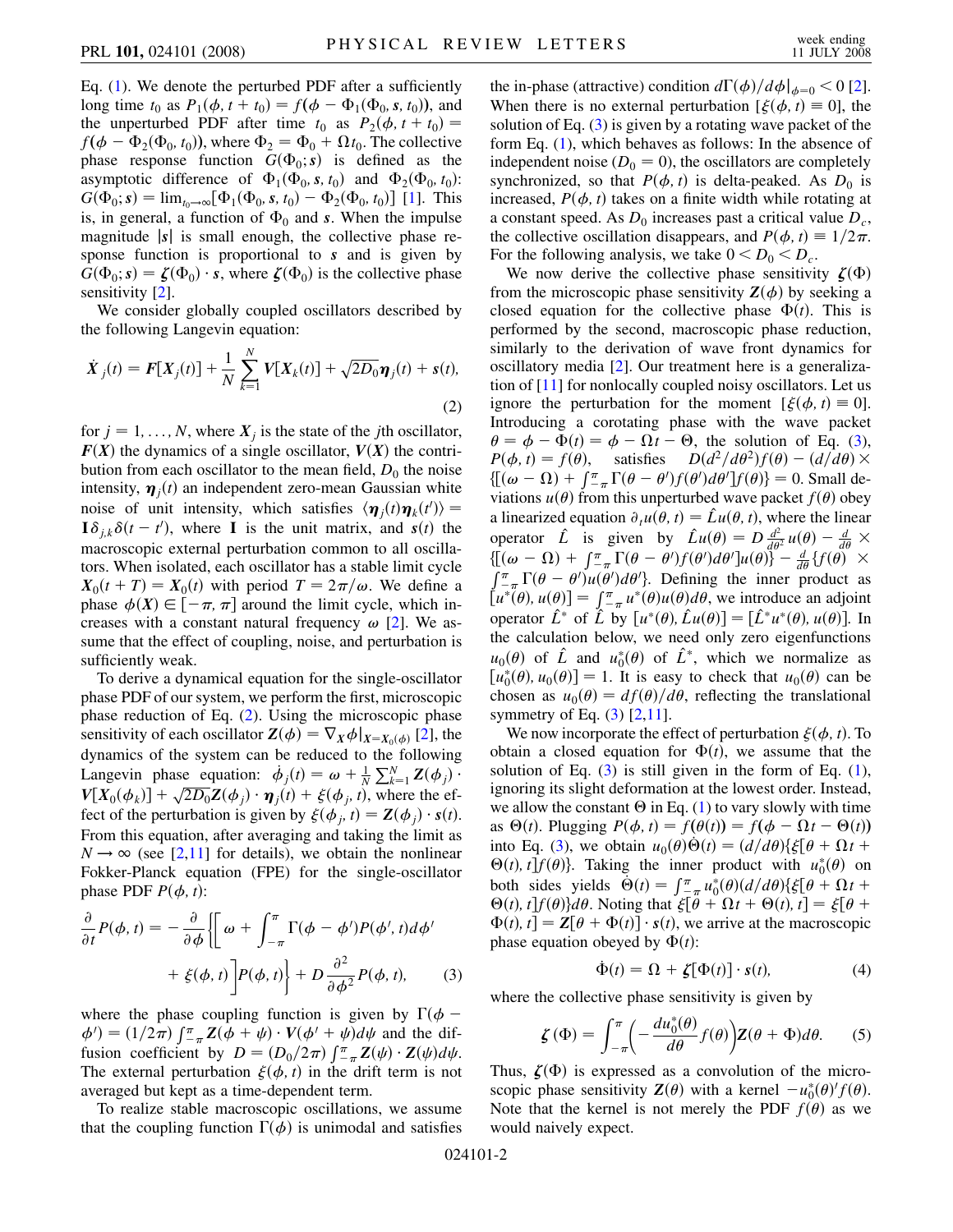Eq. (1). We denote the perturbed PDF after a sufficiently long time $t_0$ as $P_1(\phi, t + t_0) = f(\phi - \Phi_1(\Phi_0, \boldsymbol{s}, t_0))$, and the unperturbed PDF after time $t_0$ as $P_2(\phi, t + t_0) = f(\phi - \Phi_2(\Phi_0, t_0))$, where $\Phi_2 = \Phi_0 + \Omega t_0$. The collective phase response function $G(\Phi_0; \boldsymbol{s})$ is defined as the asymptotic difference of $\Phi_1(\Phi_0, \boldsymbol{s}, t_0)$ and $\Phi_2(\Phi_0, t_0)$: $G(\Phi_0; \boldsymbol{s}) = \lim_{t_0 \to \infty}[\Phi_1(\Phi_0, \boldsymbol{s}, t_0) - \Phi_2(\Phi_0, t_0)]$ [1]. This is, in general, a function of $\Phi_0$ and $\boldsymbol{s}$. When the impulse magnitude $|\boldsymbol{s}|$ is small enough, the collective phase response function is proportional to $\boldsymbol{s}$ and is given by $G(\Phi_0; \boldsymbol{s}) = \boldsymbol{\zeta}(\Phi_0) \cdot \boldsymbol{s}$, where $\boldsymbol{\zeta}(\Phi_0)$ is the collective phase sensitivity [2].

We consider globally coupled oscillators described by the following Langevin equation:

$$\dot{\boldsymbol{X}}_j(t) = \boldsymbol{F}[\boldsymbol{X}_j(t)] + \frac{1}{N}\sum_{k=1}^{N} \boldsymbol{V}[\boldsymbol{X}_k(t)] + \sqrt{2D_0}\boldsymbol{\eta}_j(t) + \boldsymbol{s}(t), \tag{2}$$

for $j = 1, \ldots, N$, where $\boldsymbol{X}_j$ is the state of the $j$th oscillator, $\boldsymbol{F}(\boldsymbol{X})$ the dynamics of a single oscillator, $\boldsymbol{V}(\boldsymbol{X})$ the contribution from each oscillator to the mean field, $D_0$ the noise intensity, $\boldsymbol{\eta}_j(t)$ an independent zero-mean Gaussian white noise of unit intensity, which satisfies $\langle \boldsymbol{\eta}_j(t)\boldsymbol{\eta}_k(t')\rangle = \mathbf{I}\delta_{j,k}\delta(t - t')$, where $\mathbf{I}$ is the unit matrix, and $\boldsymbol{s}(t)$ the macroscopic external perturbation common to all oscillators. When isolated, each oscillator has a stable limit cycle $\boldsymbol{X}_0(t + T) = \boldsymbol{X}_0(t)$ with period $T = 2\pi/\omega$. We define a phase $\phi(\boldsymbol{X}) \in [-\pi, \pi]$ around the limit cycle, which increases with a constant natural frequency $\omega$ [2]. We assume that the effect of coupling, noise, and perturbation is sufficiently weak.

To derive a dynamical equation for the single-oscillator phase PDF of our system, we perform the first, microscopic phase reduction of Eq. (2). Using the microscopic phase sensitivity of each oscillator $\boldsymbol{Z}(\phi) = \nabla_{\boldsymbol{X}}\phi|_{\boldsymbol{X}=\boldsymbol{X}_0(\phi)}$ [2], the dynamics of the system can be reduced to the following Langevin phase equation: $\dot{\phi}_j(t) = \omega + \frac{1}{N}\sum_{k=1}^{N} \boldsymbol{Z}(\phi_j) \cdot \boldsymbol{V}[\boldsymbol{X}_0(\phi_k)] + \sqrt{2D_0}\boldsymbol{Z}(\phi_j) \cdot \boldsymbol{\eta}_j(t) + \xi(\phi_j, t)$, where the effect of the perturbation is given by $\xi(\phi_j, t) = \boldsymbol{Z}(\phi_j) \cdot \boldsymbol{s}(t)$. From this equation, after averaging and taking the limit as $N \to \infty$ (see [2,11] for details), we obtain the nonlinear Fokker-Planck equation (FPE) for the single-oscillator phase PDF $P(\phi, t)$:

$$\frac{\partial}{\partial t}P(\phi, t) = -\frac{\partial}{\partial \phi}\left\{\left[\omega + \int_{-\pi}^{\pi}\Gamma(\phi - \phi')P(\phi', t)d\phi' + \xi(\phi, t)\right]P(\phi, t)\right\} + D\frac{\partial^2}{\partial \phi^2}P(\phi, t), \tag{3}$$

where the phase coupling function is given by $\Gamma(\phi - \phi') = (1/2\pi)\int_{-\pi}^{\pi}\boldsymbol{Z}(\phi + \psi) \cdot \boldsymbol{V}(\phi' + \psi)d\psi$ and the diffusion coefficient by $D = (D_0/2\pi)\int_{-\pi}^{\pi}\boldsymbol{Z}(\psi) \cdot \boldsymbol{Z}(\psi)d\psi$. The external perturbation $\xi(\phi, t)$ in the drift term is not averaged but kept as a time-dependent term.

To realize stable macroscopic oscillations, we assume that the coupling function $\Gamma(\phi)$ is unimodal and satisfies the in-phase (attractive) condition $d\Gamma(\phi)/d\phi|_{\phi=0} < 0$ [2]. When there is no external perturbation [$\xi(\phi, t) \equiv 0$], the solution of Eq. (3) is given by a rotating wave packet of the form Eq. (1), which behaves as follows: In the absence of independent noise ($D_0 = 0$), the oscillators are completely synchronized, so that $P(\phi, t)$ is delta-peaked. As $D_0$ is increased, $P(\phi, t)$ takes on a finite width while rotating at a constant speed. As $D_0$ increases past a critical value $D_c$, the collective oscillation disappears, and $P(\phi, t) \equiv 1/2\pi$. For the following analysis, we take $0 < D_0 < D_c$.

We now derive the collective phase sensitivity $\boldsymbol{\zeta}(\Phi)$ from the microscopic phase sensitivity $\boldsymbol{Z}(\phi)$ by seeking a closed equation for the collective phase $\Phi(t)$. This is performed by the second, macroscopic phase reduction, similarly to the derivation of wave front dynamics for oscillatory media [2]. Our treatment here is a generalization of [11] for nonlocally coupled noisy oscillators. Let us ignore the perturbation for the moment [$\xi(\phi, t) \equiv 0$]. Introducing a corotating phase with the wave packet $\theta = \phi - \Phi(t) = \phi - \Omega t - \Theta$, the solution of Eq. (3), $P(\phi, t) = f(\theta)$, satisfies $D(d^2/d\theta^2)f(\theta) - (d/d\theta) \times \{[(\omega - \Omega) + \int_{-\pi}^{\pi}\Gamma(\theta - \theta')f(\theta')d\theta']f(\theta)\} = 0$. Small deviations $u(\theta)$ from this unperturbed wave packet $f(\theta)$ obey a linearized equation $\partial_t u(\theta, t) = \hat{L}u(\theta, t)$, where the linear operator $\hat{L}$ is given by $\hat{L}u(\theta) = D\frac{d^2}{d\theta^2}u(\theta) - \frac{d}{d\theta} \times \{[(\omega - \Omega) + \int_{-\pi}^{\pi}\Gamma(\theta - \theta')f(\theta')d\theta']u(\theta)\} - \frac{d}{d\theta}\{f(\theta) \times \int_{-\pi}^{\pi}\Gamma(\theta - \theta')u(\theta')d\theta'\}$. Defining the inner product as $[u^*(\theta), u(\theta)] = \int_{-\pi}^{\pi}u^*(\theta)u(\theta)d\theta$, we introduce an adjoint operator $\hat{L}^*$ of $\hat{L}$ by $[u^*(\theta), \hat{L}u(\theta)] = [\hat{L}^*u^*(\theta), u(\theta)]$. In the calculation below, we need only zero eigenfunctions $u_0(\theta)$ of $\hat{L}$ and $u_0^*(\theta)$ of $\hat{L}^*$, which we normalize as $[u_0^*(\theta), u_0(\theta)] = 1$. It is easy to check that $u_0(\theta)$ can be chosen as $u_0(\theta) = df(\theta)/d\theta$, reflecting the translational symmetry of Eq. (3) [2,11].

We now incorporate the effect of perturbation $\xi(\phi, t)$. To obtain a closed equation for $\Phi(t)$, we assume that the solution of Eq. (3) is still given in the form of Eq. (1), ignoring its slight deformation at the lowest order. Instead, we allow the constant $\Theta$ in Eq. (1) to vary slowly with time as $\Theta(t)$. Plugging $P(\phi, t) = f(\theta(t)) = f(\phi - \Omega t - \Theta(t))$ into Eq. (3), we obtain $u_0(\theta)\dot{\Theta}(t) = (d/d\theta)\{\xi[\theta + \Omega t + \Theta(t), t]f(\theta)\}$. Taking the inner product with $u_0^*(\theta)$ on both sides yields $\dot{\Theta}(t) = \int_{-\pi}^{\pi}u_0^*(\theta)(d/d\theta)\{\xi[\theta + \Omega t + \Theta(t), t]f(\theta)\}d\theta$. Noting that $\xi[\theta + \Omega t + \Theta(t), t] = \xi[\theta + \Phi(t), t] = \boldsymbol{Z}[\theta + \Phi(t)] \cdot \boldsymbol{s}(t)$, we arrive at the macroscopic phase equation obeyed by $\Phi(t)$:

$$\dot{\Phi}(t) = \Omega + \boldsymbol{\zeta}[\Phi(t)] \cdot \boldsymbol{s}(t), \tag{4}$$

where the collective phase sensitivity is given by

$$\boldsymbol{\zeta}(\Phi) = \int_{-\pi}^{\pi}\left(-\frac{du_0^*(\theta)}{d\theta}f(\theta)\right)\boldsymbol{Z}(\theta + \Phi)d\theta. \tag{5}$$

Thus, $\boldsymbol{\zeta}(\Phi)$ is expressed as a convolution of the microscopic phase sensitivity $\boldsymbol{Z}(\theta)$ with a kernel $-u_0^*(\theta)'f(\theta)$. Note that the kernel is not merely the PDF $f(\theta)$ as we would naively expect.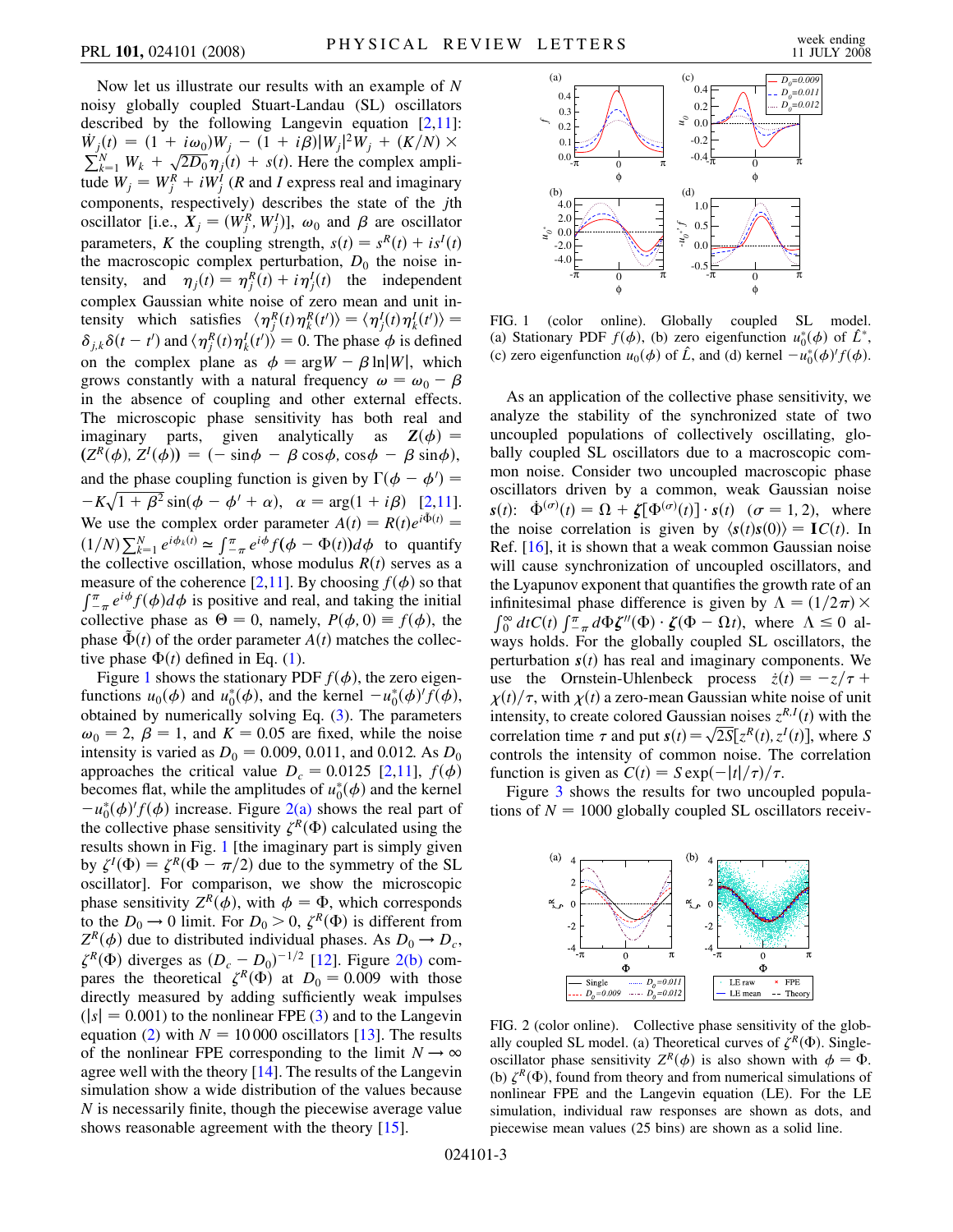Now let us illustrate our results with an example of $N$ noisy globally coupled Stuart-Landau (SL) oscillators described by the following Langevin equation [2,11]: $\dot{W}_j(t) = (1 + i\omega_0)W_j - (1 + i\beta)|W_j|^2 W_j + (K/N) \times \sum_{k=1}^{N} W_k + \sqrt{2D_0}\eta_j(t) + s(t)$. Here the complex amplitude $W_j = W_j^R + iW_j^I$ ($R$ and $I$ express real and imaginary components, respectively) describes the state of the $j$th oscillator [i.e., $\boldsymbol{X}_j = (W_j^R, W_j^I)$], $\omega_0$ and $\beta$ are oscillator parameters, $K$ the coupling strength, $s(t) = s^R(t) + is^I(t)$ the macroscopic complex perturbation, $D_0$ the noise intensity, and $\eta_j(t) = \eta_j^R(t) + i\eta_j^I(t)$ the independent complex Gaussian white noise of zero mean and unit intensity which satisfies $\langle \eta_j^R(t)\eta_k^R(t')\rangle = \langle \eta_j^I(t)\eta_k^I(t')\rangle = \delta_{j,k}\delta(t - t')$ and $\langle \eta_j^R(t)\eta_k^I(t')\rangle = 0$. The phase $\phi$ is defined on the complex plane as $\phi = \arg W - \beta \ln|W|$, which grows constantly with a natural frequency $\omega = \omega_0 - \beta$ in the absence of coupling and other external effects. The microscopic phase sensitivity has both real and imaginary parts, given analytically as $\boldsymbol{Z}(\phi) = (Z^R(\phi), Z^I(\phi)) = (-\sin\phi - \beta\cos\phi, \cos\phi - \beta\sin\phi)$, and the phase coupling function is given by $\Gamma(\phi - \phi') = -K\sqrt{1 + \beta^2}\sin(\phi - \phi' + \alpha)$, $\alpha = \arg(1 + i\beta)$ [2,11]. We use the complex order parameter $A(t) = R(t)e^{i\tilde{\Phi}(t)} = (1/N)\sum_{k=1}^{N} e^{i\phi_k(t)} \simeq \int_{-\pi}^{\pi} e^{i\phi} f(\phi - \Phi(t))d\phi$ to quantify the collective oscillation, whose modulus $R(t)$ serves as a measure of the coherence [2,11]. By choosing $f(\phi)$ so that $\int_{-\pi}^{\pi} e^{i\phi} f(\phi)d\phi$ is positive and real, and taking the initial collective phase as $\Theta = 0$, namely, $P(\phi, 0) \equiv f(\phi)$, the phase $\tilde{\Phi}(t)$ of the order parameter $A(t)$ matches the collective phase $\Phi(t)$ defined in Eq. (1).

Figure 1 shows the stationary PDF $f(\phi)$, the zero eigenfunctions $u_0(\phi)$ and $u_0^*(\phi)$, and the kernel $-u_0^*(\phi)'f(\phi)$, obtained by numerically solving Eq. (3). The parameters $\omega_0 = 2$, $\beta = 1$, and $K = 0.05$ are fixed, while the noise intensity is varied as $D_0 = 0.009$, 0.011, and 0.012. As $D_0$ approaches the critical value $D_c = 0.0125$ [2,11], $f(\phi)$ becomes flat, while the amplitudes of $u_0^*(\phi)$ and the kernel $-u_0^*(\phi)'f(\phi)$ increase. Figure 2(a) shows the real part of the collective phase sensitivity $\zeta^R(\Phi)$ calculated using the results shown in Fig. 1 [the imaginary part is simply given by $\zeta^I(\Phi) = \zeta^R(\Phi - \pi/2)$ due to the symmetry of the SL oscillator]. For comparison, we show the microscopic phase sensitivity $Z^R(\phi)$, with $\phi = \Phi$, which corresponds to the $D_0 \to 0$ limit. For $D_0 > 0$, $\zeta^R(\Phi)$ is different from $Z^R(\phi)$ due to distributed individual phases. As $D_0 \to D_c$, $\zeta^R(\Phi)$ diverges as $(D_c - D_0)^{-1/2}$ [12]. Figure 2(b) compares the theoretical $\zeta^R(\Phi)$ at $D_0 = 0.009$ with those directly measured by adding sufficiently weak impulses ($|s| = 0.001$) to the nonlinear FPE (3) and to the Langevin equation (2) with $N = 10\,000$ oscillators [13]. The results of the nonlinear FPE corresponding to the limit $N \to \infty$ agree well with the theory [14]. The results of the Langevin simulation show a wide distribution of the values because $N$ is necessarily finite, though the piecewise average value shows reasonable agreement with the theory [15].

FIG. 1 (color online). Globally coupled SL model. (a) Stationary PDF $f(\phi)$, (b) zero eigenfunction $u_0^*(\phi)$ of $\hat{L}^*$, (c) zero eigenfunction $u_0(\phi)$ of $\hat{L}$, and (d) kernel $-u_0^*(\phi)'f(\phi)$.

As an application of the collective phase sensitivity, we analyze the stability of the synchronized state of two uncoupled populations of collectively oscillating, globally coupled SL oscillators due to a macroscopic common noise. Consider two uncoupled macroscopic phase oscillators driven by a common, weak Gaussian noise $\boldsymbol{s}(t)$: $\dot{\Phi}^{(\sigma)}(t) = \Omega + \boldsymbol{\zeta}[\Phi^{(\sigma)}(t)] \cdot \boldsymbol{s}(t)$ $(\sigma = 1, 2)$, where the noise correlation is given by $\langle \boldsymbol{s}(t)\boldsymbol{s}(0)\rangle = \mathbf{I}C(t)$. In Ref. [16], it is shown that a weak common Gaussian noise will cause synchronization of uncoupled oscillators, and the Lyapunov exponent that quantifies the growth rate of an infinitesimal phase difference is given by $\Lambda = (1/2\pi) \times \int_0^\infty dtC(t) \int_{-\pi}^{\pi} d\Phi \boldsymbol{\zeta}''(\Phi) \cdot \boldsymbol{\zeta}(\Phi - \Omega t)$, where $\Lambda \leq 0$ always holds. For the globally coupled SL oscillators, the perturbation $\boldsymbol{s}(t)$ has real and imaginary components. We use the Ornstein-Uhlenbeck process $\dot{z}(t) = -z/\tau + \chi(t)/\tau$, with $\chi(t)$ a zero-mean Gaussian white noise of unit intensity, to create colored Gaussian noises $z^{R,I}(t)$ with the correlation time $\tau$ and put $\boldsymbol{s}(t) = \sqrt{2S}[z^R(t), z^I(t)]$, where $S$ controls the intensity of common noise. The correlation function is given as $C(t) = S\exp(-|t|/\tau)/\tau$.

Figure 3 shows the results for two uncoupled populations of $N = 1000$ globally coupled SL oscillators receiv-

FIG. 2 (color online). Collective phase sensitivity of the globally coupled SL model. (a) Theoretical curves of $\zeta^R(\Phi)$. Single-oscillator phase sensitivity $Z^R(\phi)$ is also shown with $\phi = \Phi$. (b) $\zeta^R(\Phi)$, found from theory and from numerical simulations of nonlinear FPE and the Langevin equation (LE). For the LE simulation, individual raw responses are shown as dots, and piecewise mean values (25 bins) are shown as a solid line.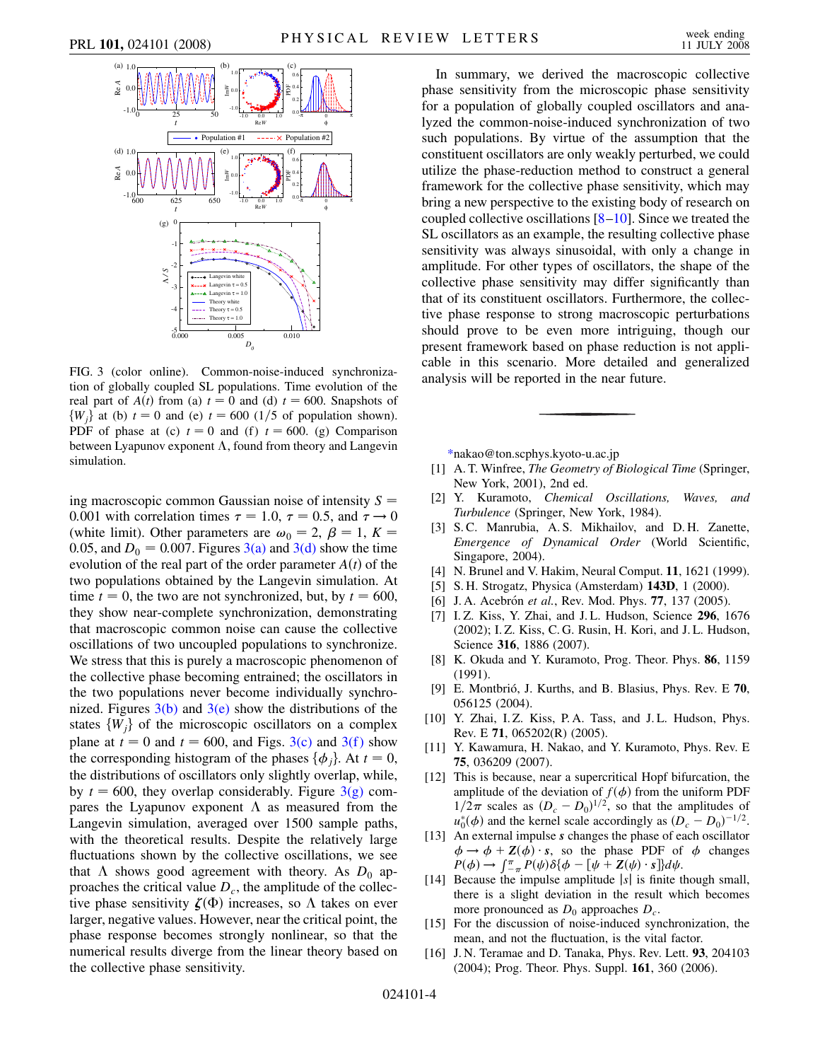(a) 1.0 0.0 -1.0 Re A 0 25 50 t

(b) 1.0 0.0 -1.0 ImW -1.0 0.0 1.0 ReW

(c) 0.6 0.4 0.2 0.0 PDF -π 0 π ϕ

Population #1 Population #2

(d) 1.0 0.0 -1.0 Re A 600 625 650 t

(e) 1.0 0.0 -1.0 ImW -1.0 0.0 1.0 ReW

(f) 0.6 0.4 0.2 0.0 PDF -π 0 π ϕ

(g) 0 -1 -2 -3 -4 -5 Λ / S 0.000 0.005 0.010 $D_0$

Langevin white
Langevin τ = 0.5
Langevin τ = 1.0
Theory white
Theory τ = 0.5
Theory τ = 1.0

FIG. 3 (color online). Common-noise-induced synchronization of globally coupled SL populations. Time evolution of the real part of $A(t)$ from (a) $t = 0$ and (d) $t = 600$. Snapshots of $\{W_j\}$ at (b) $t = 0$ and (e) $t = 600$ (1/5 of population shown). PDF of phase at (c) $t = 0$ and (f) $t = 600$. (g) Comparison between Lyapunov exponent $\Lambda$, found from theory and Langevin simulation.

ing macroscopic common Gaussian noise of intensity $S = 0.001$ with correlation times $\tau = 1.0$, $\tau = 0.5$, and $\tau \to 0$ (white limit). Other parameters are $\omega_0 = 2$, $\beta = 1$, $K = 0.05$, and $D_0 = 0.007$. Figures 3(a) and 3(d) show the time evolution of the real part of the order parameter $A(t)$ of the two populations obtained by the Langevin simulation. At time $t = 0$, the two are not synchronized, but, by $t = 600$, they show near-complete synchronization, demonstrating that macroscopic common noise can cause the collective oscillations of two uncoupled populations to synchronize. We stress that this is purely a macroscopic phenomenon of the collective phase becoming entrained; the oscillators in the two populations never become individually synchronized. Figures 3(b) and 3(e) show the distributions of the states $\{W_j\}$ of the microscopic oscillators on a complex plane at $t = 0$ and $t = 600$, and Figs. 3(c) and 3(f) show the corresponding histogram of the phases $\{\phi_j\}$. At $t = 0$, the distributions of oscillators only slightly overlap, while, by $t = 600$, they overlap considerably. Figure 3(g) compares the Lyapunov exponent $\Lambda$ as measured from the Langevin simulation, averaged over 1500 sample paths, with the theoretical results. Despite the relatively large fluctuations shown by the collective oscillations, we see that $\Lambda$ shows good agreement with theory. As $D_0$ approaches the critical value $D_c$, the amplitude of the collective phase sensitivity $\boldsymbol{\zeta}(\Phi)$ increases, so $\Lambda$ takes on ever larger, negative values. However, near the critical point, the phase response becomes strongly nonlinear, so that the numerical results diverge from the linear theory based on the collective phase sensitivity.

In summary, we derived the macroscopic collective phase sensitivity from the microscopic phase sensitivity for a population of globally coupled oscillators and analyzed the common-noise-induced synchronization of two such populations. By virtue of the assumption that the constituent oscillators are only weakly perturbed, we could utilize the phase-reduction method to construct a general framework for the collective phase sensitivity, which may bring a new perspective to the existing body of research on coupled collective oscillations [8–10]. Since we treated the SL oscillators as an example, the resulting collective phase sensitivity was always sinusoidal, with only a change in amplitude. For other types of oscillators, the shape of the collective phase sensitivity may differ significantly than that of its constituent oscillators. Furthermore, the collective phase response to strong macroscopic perturbations should prove to be even more intriguing, though our present framework based on phase reduction is not applicable in this scenario. More detailed and generalized analysis will be reported in the near future.

*nakao@ton.scphys.kyoto-u.ac.jp

[1] A. T. Winfree, *The Geometry of Biological Time* (Springer, New York, 2001), 2nd ed.

[2] Y. Kuramoto, *Chemical Oscillations, Waves, and Turbulence* (Springer, New York, 1984).

[3] S.C. Manrubia, A.S. Mikhailov, and D.H. Zanette, *Emergence of Dynamical Order* (World Scientific, Singapore, 2004).

[4] N. Brunel and V. Hakim, Neural Comput. **11**, 1621 (1999).

[5] S. H. Strogatz, Physica (Amsterdam) **143D**, 1 (2000).

[6] J. A. Acebrón *et al.*, Rev. Mod. Phys. **77**, 137 (2005).

[7] I. Z. Kiss, Y. Zhai, and J. L. Hudson, Science **296**, 1676 (2002); I. Z. Kiss, C. G. Rusin, H. Kori, and J. L. Hudson, Science **316**, 1886 (2007).

[8] K. Okuda and Y. Kuramoto, Prog. Theor. Phys. **86**, 1159 (1991).

[9] E. Montbrió, J. Kurths, and B. Blasius, Phys. Rev. E **70**, 056125 (2004).

[10] Y. Zhai, I. Z. Kiss, P. A. Tass, and J. L. Hudson, Phys. Rev. E **71**, 065202(R) (2005).

[11] Y. Kawamura, H. Nakao, and Y. Kuramoto, Phys. Rev. E **75**, 036209 (2007).

[12] This is because, near a supercritical Hopf bifurcation, the amplitude of the deviation of $f(\phi)$ from the uniform PDF $1/2\pi$ scales as $(D_c - D_0)^{1/2}$, so that the amplitudes of $u_0^*(\phi)$ and the kernel scale accordingly as $(D_c - D_0)^{-1/2}$.

[13] An external impulse $\boldsymbol{s}$ changes the phase of each oscillator $\phi \to \phi + \mathbf{Z}(\phi) \cdot \boldsymbol{s}$, so the phase PDF of $\phi$ changes $P(\phi) \to \int_{-\pi}^{\pi} P(\psi)\delta\{\phi - [\psi + \mathbf{Z}(\psi) \cdot \boldsymbol{s}]\}d\psi$.

[14] Because the impulse amplitude $|s|$ is finite though small, there is a slight deviation in the result which becomes more pronounced as $D_0$ approaches $D_c$.

[15] For the discussion of noise-induced synchronization, the mean, and not the fluctuation, is the vital factor.

[16] J. N. Teramae and D. Tanaka, Phys. Rev. Lett. **93**, 204103 (2004); Prog. Theor. Phys. Suppl. **161**, 360 (2006).